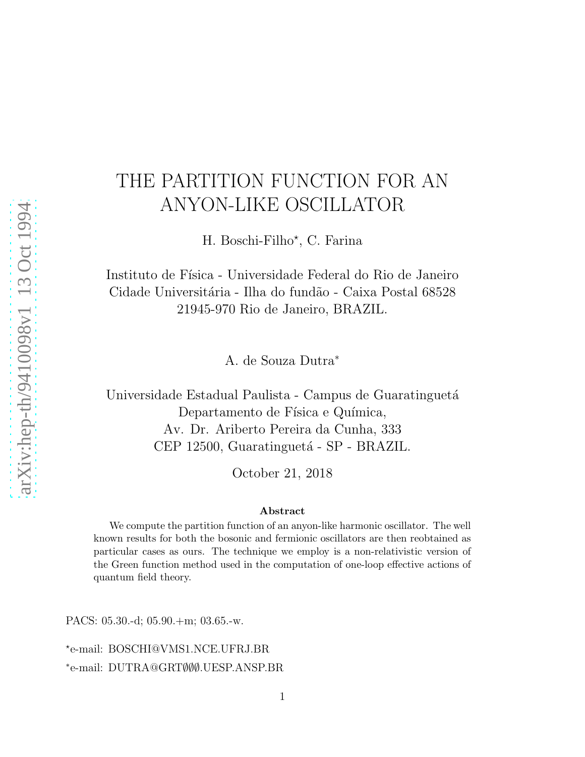# THE PARTITION FUNCTION FOR AN ANYON-LIKE OSCILLATOR

H. Boschi-Filho[⋆], C. Farina

Instituto de Física - Universidade Federal do Rio de Janeiro
Cidade Universitária - Ilha do fundão - Caixa Postal 68528
21945-970 Rio de Janeiro, BRAZIL.

A. de Souza Dutra[*]

Universidade Estadual Paulista - Campus de Guaratinguetá
Departamento de Física e Química,
Av. Dr. Ariberto Pereira da Cunha, 333
CEP 12500, Guaratinguetá - SP - BRAZIL.

October 21, 2018

**Abstract**

We compute the partition function of an anyon-like harmonic oscillator. The well known results for both the bosonic and fermionic oscillators are then reobtained as particular cases as ours. The technique we employ is a non-relativistic version of the Green function method used in the computation of one-loop effective actions of quantum field theory.

PACS: 05.30.-d; 05.90.+m; 03.65.-w.

[⋆]e-mail: BOSCHI@VMS1.NCE.UFRJ.BR

[*]e-mail: DUTRA@GRTØØØ.UESP.ANSP.BR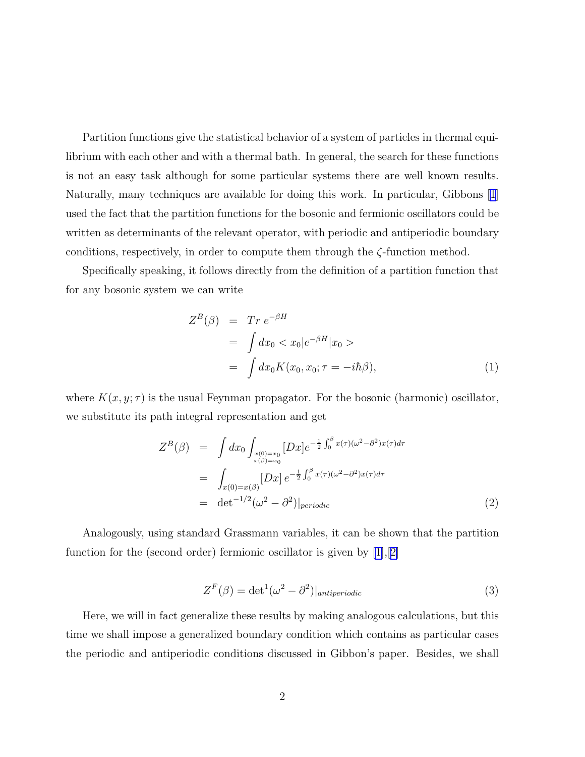Partition functions give the statistical behavior of a system of particles in thermal equilibrium with each other and with a thermal bath. In general, the search for these functions is not an easy task although for some particular systems there are well known results. Naturally, many techniques are available for doing this work. In particular, Gibbons [1] used the fact that the partition functions for the bosonic and fermionic oscillators could be written as determinants of the relevant operator, with periodic and antiperiodic boundary conditions, respectively, in order to compute them through the $\zeta$-function method.

Specifically speaking, it follows directly from the definition of a partition function that for any bosonic system we can write

$$
\begin{aligned}
Z^B(\beta) &= Tr\ e^{-\beta H} \\
&= \int dx_0 < x_0|e^{-\beta H}|x_0 > \\
&= \int dx_0 K(x_0, x_0; \tau = -i\hbar\beta),
\end{aligned} \tag{1}
$$

where $K(x, y; \tau)$ is the usual Feynman propagator. For the bosonic (harmonic) oscillator, we substitute its path integral representation and get

$$
\begin{aligned}
Z^B(\beta) &= \int dx_0 \int_{\substack{x(0)=x_0 \\ x(\beta)=x_0}} [Dx] e^{-\frac{1}{2}\int_0^\beta x(\tau)(\omega^2 - \partial^2)x(\tau)d\tau} \\
&= \int_{x(0)=x(\beta)} [Dx]\, e^{-\frac{1}{2}\int_0^\beta x(\tau)(\omega^2 - \partial^2)x(\tau)d\tau} \\
&= \det{}^{-1/2}(\omega^2 - \partial^2)|_{periodic}
\end{aligned} \tag{2}
$$

Analogously, using standard Grassmann variables, it can be shown that the partition function for the (second order) fermionic oscillator is given by [1],[2]

$$
Z^F(\beta) = \det{}^1(\omega^2 - \partial^2)|_{antiperiodic} \tag{3}
$$

Here, we will in fact generalize these results by making analogous calculations, but this time we shall impose a generalized boundary condition which contains as particular cases the periodic and antiperiodic conditions discussed in Gibbon's paper. Besides, we shall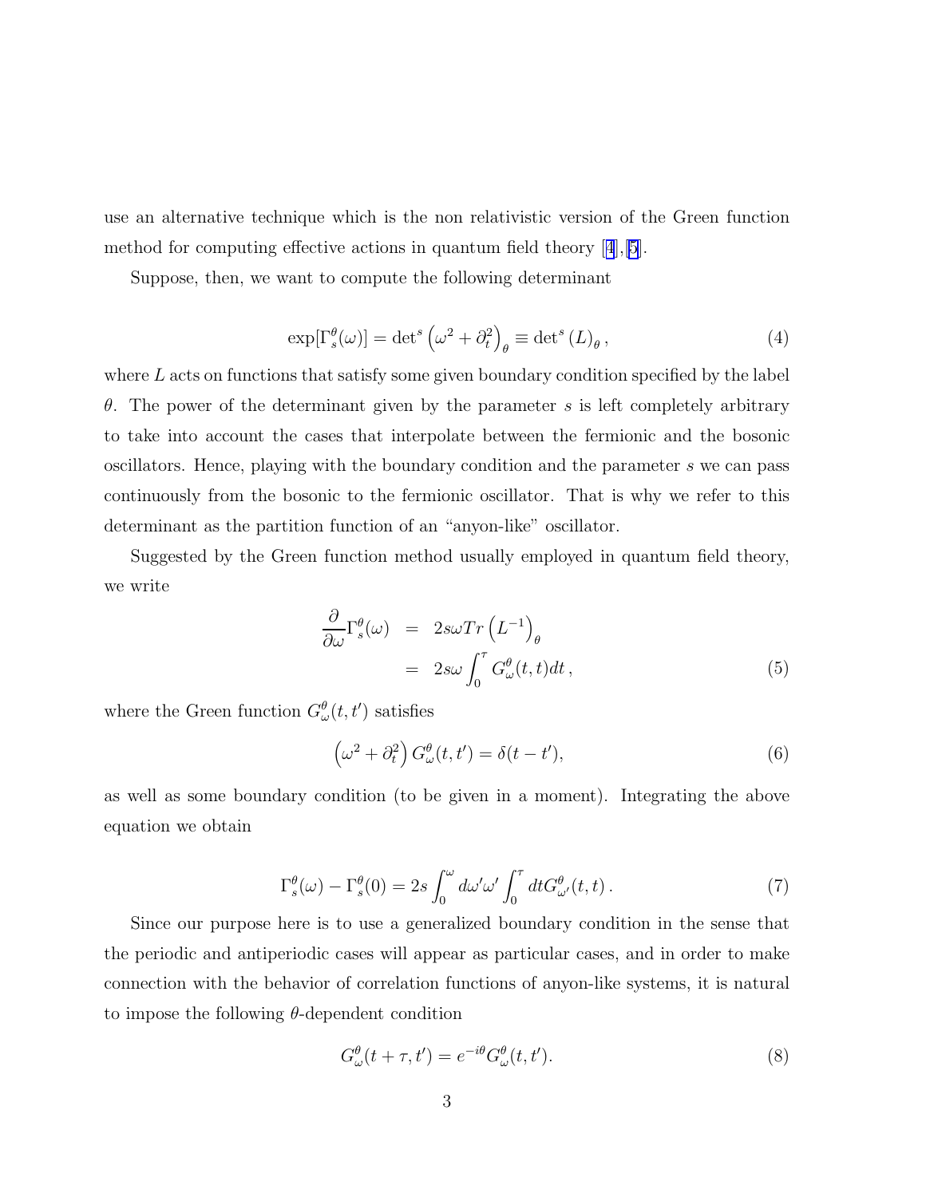use an alternative technique which is the non relativistic version of the Green function method for computing effective actions in quantum field theory [4],[5].

Suppose, then, we want to compute the following determinant

$$\exp[\Gamma_s^\theta(\omega)] = \det{}^s \left(\omega^2 + \partial_t^2\right)_\theta \equiv \det{}^s \left(L\right)_\theta , \tag{4}$$

where $L$ acts on functions that satisfy some given boundary condition specified by the label $\theta$. The power of the determinant given by the parameter $s$ is left completely arbitrary to take into account the cases that interpolate between the fermionic and the bosonic oscillators. Hence, playing with the boundary condition and the parameter $s$ we can pass continuously from the bosonic to the fermionic oscillator. That is why we refer to this determinant as the partition function of an "anyon-like" oscillator.

Suggested by the Green function method usually employed in quantum field theory, we write

$$\begin{aligned} \frac{\partial}{\partial \omega}\Gamma_s^\theta(\omega) &= 2s\omega Tr\left(L^{-1}\right)_\theta \\ &= 2s\omega \int_0^\tau G_\omega^\theta(t,t)dt \, , \end{aligned} \tag{5}$$

where the Green function $G_\omega^\theta(t,t')$ satisfies

$$\left(\omega^2 + \partial_t^2\right) G_\omega^\theta(t,t') = \delta(t-t'), \tag{6}$$

as well as some boundary condition (to be given in a moment). Integrating the above equation we obtain

$$\Gamma_s^\theta(\omega) - \Gamma_s^\theta(0) = 2s \int_0^\omega d\omega'\omega' \int_0^\tau dt G_{\omega'}^\theta(t,t) \, . \tag{7}$$

Since our purpose here is to use a generalized boundary condition in the sense that the periodic and antiperiodic cases will appear as particular cases, and in order to make connection with the behavior of correlation functions of anyon-like systems, it is natural to impose the following $\theta$-dependent condition

$$G_\omega^\theta(t+\tau,t') = e^{-i\theta} G_\omega^\theta(t,t'). \tag{8}$$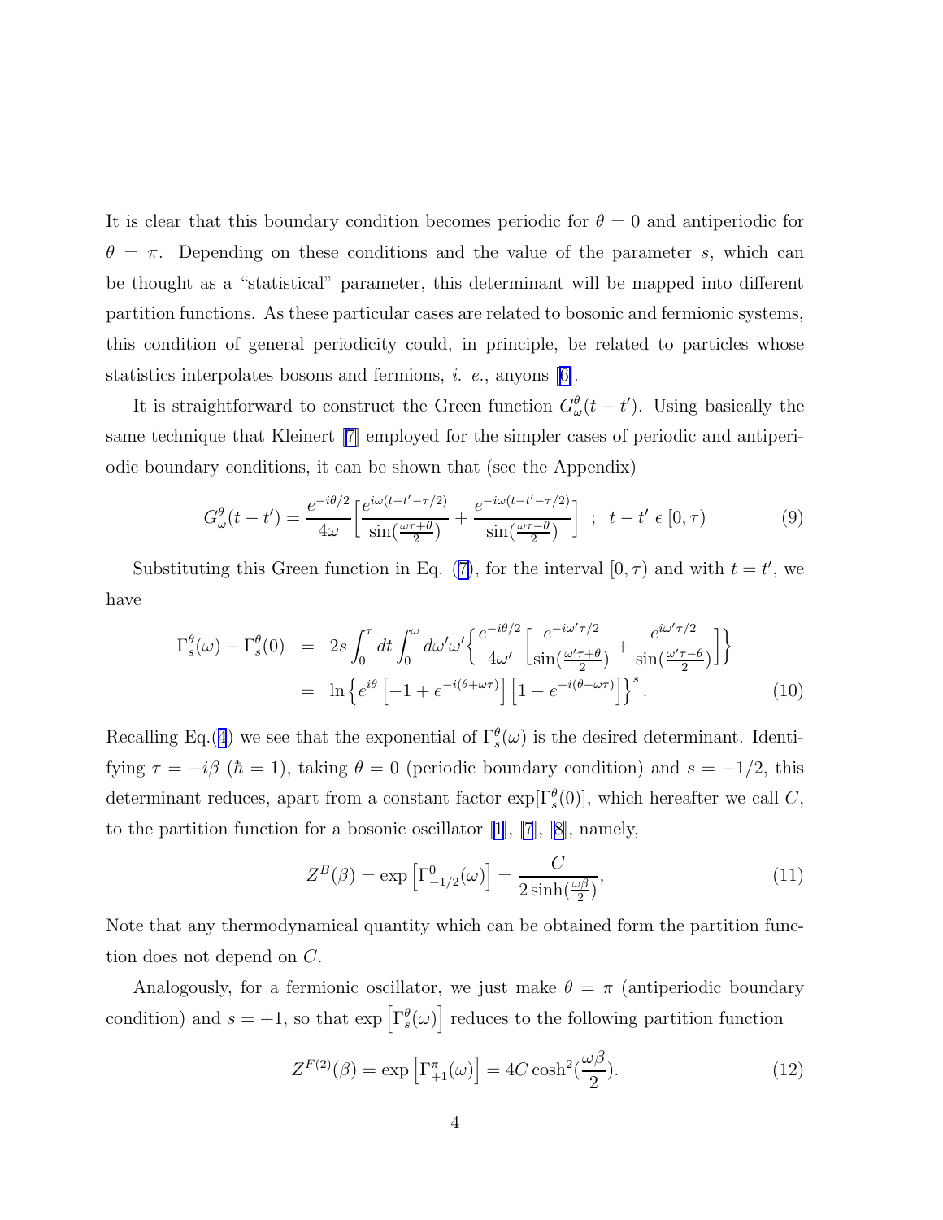It is clear that this boundary condition becomes periodic for $\theta = 0$ and antiperiodic for $\theta = \pi$. Depending on these conditions and the value of the parameter $s$, which can be thought as a "statistical" parameter, this determinant will be mapped into different partition functions. As these particular cases are related to bosonic and fermionic systems, this condition of general periodicity could, in principle, be related to particles whose statistics interpolates bosons and fermions, *i. e.*, anyons [6].

It is straightforward to construct the Green function $G^{\theta}_{\omega}(t-t')$. Using basically the same technique that Kleinert [7] employed for the simpler cases of periodic and antiperiodic boundary conditions, it can be shown that (see the Appendix)

$$G^{\theta}_{\omega}(t-t') = \frac{e^{-i\theta/2}}{4\omega}\Big[\frac{e^{i\omega(t-t'-\tau/2)}}{\sin(\frac{\omega\tau+\theta}{2})} + \frac{e^{-i\omega(t-t'-\tau/2)}}{\sin(\frac{\omega\tau-\theta}{2})}\Big] \;\; ; \;\; t-t' \,\epsilon\, [0,\tau) \tag{9}$$

Substituting this Green function in Eq. (7), for the interval $[0,\tau)$ and with $t = t'$, we have

$$\begin{aligned}
\Gamma^{\theta}_{s}(\omega) - \Gamma^{\theta}_{s}(0) &= 2s\int_0^{\tau} dt \int_0^{\omega} d\omega'\omega' \Big\{ \frac{e^{-i\theta/2}}{4\omega'}\Big[\frac{e^{-i\omega'\tau/2}}{\sin(\frac{\omega'\tau+\theta}{2})} + \frac{e^{i\omega'\tau/2}}{\sin(\frac{\omega'\tau-\theta}{2})}\Big]\Big\} \\
&= \ln\Big\{ e^{i\theta}\left[-1 + e^{-i(\theta+\omega\tau)}\right]\left[1 - e^{-i(\theta-\omega\tau)}\right]\Big\}^{s}.
\end{aligned} \tag{10}$$

Recalling Eq.(4) we see that the exponential of $\Gamma^{\theta}_{s}(\omega)$ is the desired determinant. Identifying $\tau = -i\beta$ ($\hbar = 1$), taking $\theta = 0$ (periodic boundary condition) and $s = -1/2$, this determinant reduces, apart from a constant factor $\exp[\Gamma^{\theta}_{s}(0)]$, which hereafter we call $C$, to the partition function for a bosonic oscillator [1], [7], [8], namely,

$$Z^{B}(\beta) = \exp\left[\Gamma^{0}_{-1/2}(\omega)\right] = \frac{C}{2\sinh(\frac{\omega\beta}{2})}, \tag{11}$$

Note that any thermodynamical quantity which can be obtained form the partition function does not depend on $C$.

Analogously, for a fermionic oscillator, we just make $\theta = \pi$ (antiperiodic boundary condition) and $s = +1$, so that $\exp\left[\Gamma^{\theta}_{s}(\omega)\right]$ reduces to the following partition function

$$Z^{F(2)}(\beta) = \exp\left[\Gamma^{\pi}_{+1}(\omega)\right] = 4C\cosh^2(\frac{\omega\beta}{2}). \tag{12}$$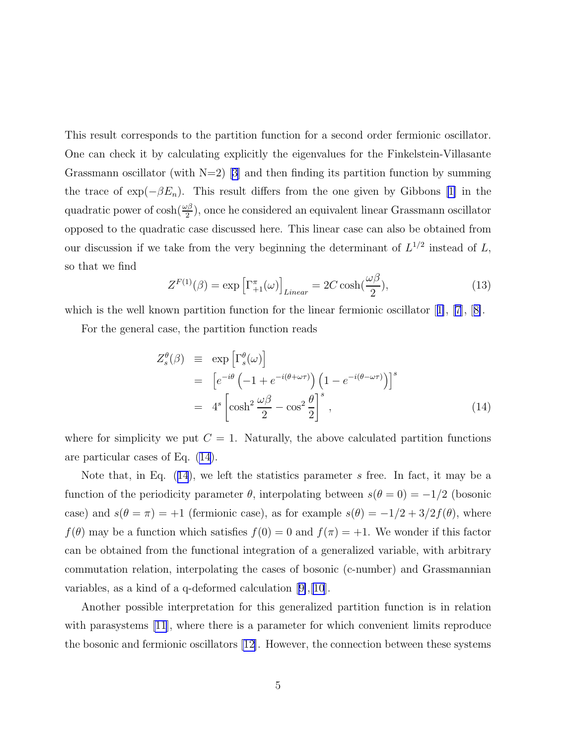This result corresponds to the partition function for a second order fermionic oscillator. One can check it by calculating explicitly the eigenvalues for the Finkelstein-Villasante Grassmann oscillator (with N=2) [3] and then finding its partition function by summing the trace of $\exp(-\beta E_n)$. This result differs from the one given by Gibbons [1] in the quadratic power of $\cosh(\frac{\omega\beta}{2})$, once he considered an equivalent linear Grassmann oscillator opposed to the quadratic case discussed here. This linear case can also be obtained from our discussion if we take from the very beginning the determinant of $L^{1/2}$ instead of $L$, so that we find

$$Z^{F(1)}(\beta) = \exp\left[\Gamma^{\pi}_{+1}(\omega)\right]_{Linear} = 2C\cosh(\frac{\omega\beta}{2}), \tag{13}$$

which is the well known partition function for the linear fermionic oscillator [1], [7], [8].

For the general case, the partition function reads

$$\begin{aligned}
Z^{\theta}_{s}(\beta) &\equiv \exp\left[\Gamma^{\theta}_{s}(\omega)\right] \\
&= \left[e^{-i\theta}\left(-1+e^{-i(\theta+\omega\tau)}\right)\left(1-e^{-i(\theta-\omega\tau)}\right)\right]^{s} \\
&= 4^{s}\left[\cosh^{2}\frac{\omega\beta}{2}-\cos^{2}\frac{\theta}{2}\right]^{s},
\end{aligned} \tag{14}$$

where for simplicity we put $C = 1$. Naturally, the above calculated partition functions are particular cases of Eq. (14).

Note that, in Eq. (14), we left the statistics parameter $s$ free. In fact, it may be a function of the periodicity parameter $\theta$, interpolating between $s(\theta = 0) = -1/2$ (bosonic case) and $s(\theta = \pi) = +1$ (fermionic case), as for example $s(\theta) = -1/2 + 3/2f(\theta)$, where $f(\theta)$ may be a function which satisfies $f(0) = 0$ and $f(\pi) = +1$. We wonder if this factor can be obtained from the functional integration of a generalized variable, with arbitrary commutation relation, interpolating the cases of bosonic (c-number) and Grassmannian variables, as a kind of a q-deformed calculation [9],[10].

Another possible interpretation for this generalized partition function is in relation with parasystems [11], where there is a parameter for which convenient limits reproduce the bosonic and fermionic oscillators [12]. However, the connection between these systems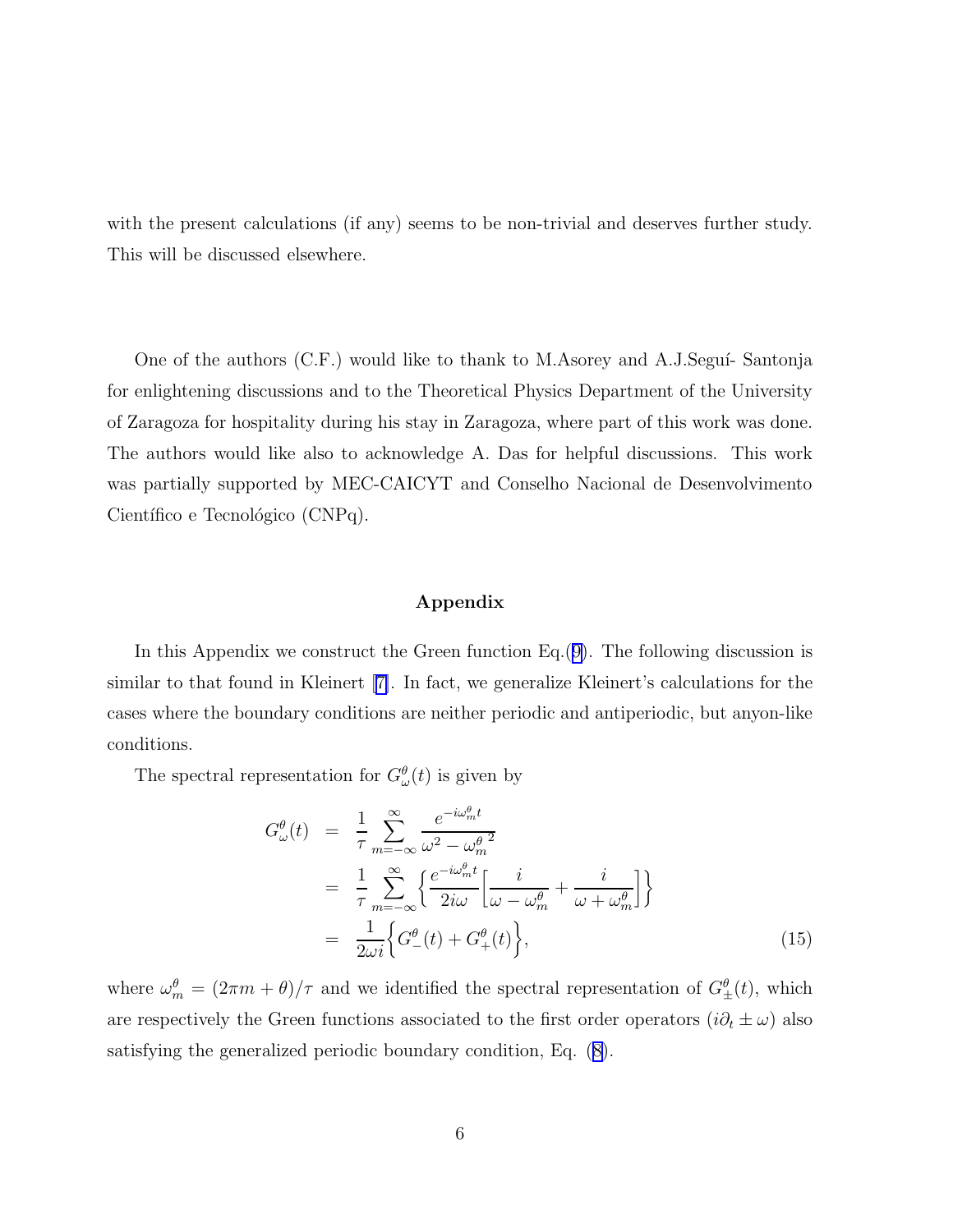with the present calculations (if any) seems to be non-trivial and deserves further study. This will be discussed elsewhere.

One of the authors (C.F.) would like to thank to M.Asorey and A.J.Seguí- Santonja for enlightening discussions and to the Theoretical Physics Department of the University of Zaragoza for hospitality during his stay in Zaragoza, where part of this work was done. The authors would like also to acknowledge A. Das for helpful discussions. This work was partially supported by MEC-CAICYT and Conselho Nacional de Desenvolvimento Científico e Tecnológico (CNPq).

## Appendix

In this Appendix we construct the Green function Eq.(9). The following discussion is similar to that found in Kleinert [7]. In fact, we generalize Kleinert's calculations for the cases where the boundary conditions are neither periodic and antiperiodic, but anyon-like conditions.

The spectral representation for $G^{\theta}_{\omega}(t)$ is given by

$$
\begin{aligned}
G^{\theta}_{\omega}(t) &= \frac{1}{\tau}\sum_{m=-\infty}^{\infty}\frac{e^{-i\omega^{\theta}_m t}}{\omega^2-{\omega^{\theta}_m}^2} \\
&= \frac{1}{\tau}\sum_{m=-\infty}^{\infty}\left\{\frac{e^{-i\omega^{\theta}_m t}}{2i\omega}\left[\frac{i}{\omega-\omega^{\theta}_m}+\frac{i}{\omega+\omega^{\theta}_m}\right]\right\} \\
&= \frac{1}{2\omega i}\left\{G^{\theta}_{-}(t)+G^{\theta}_{+}(t)\right\},
\end{aligned}
\tag{15}
$$

where $\omega^{\theta}_m = (2\pi m+\theta)/\tau$ and we identified the spectral representation of $G^{\theta}_{\pm}(t)$, which are respectively the Green functions associated to the first order operators $(i\partial_t \pm \omega)$ also satisfying the generalized periodic boundary condition, Eq. (8).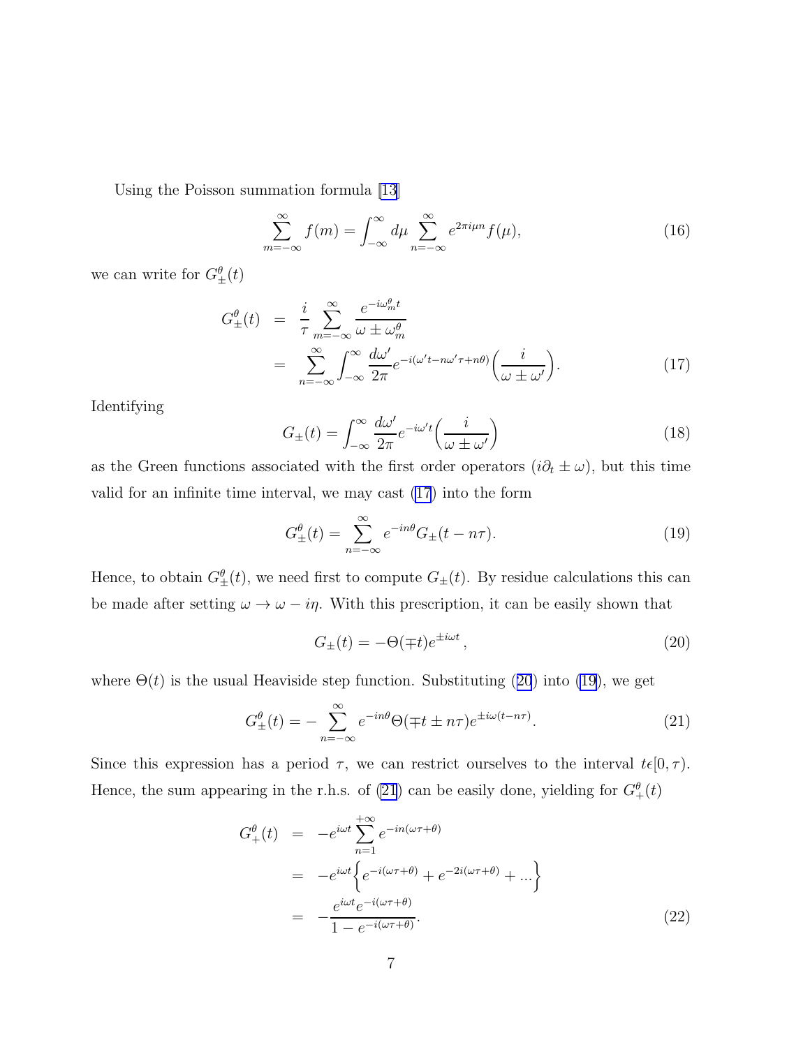Using the Poisson summation formula [13]

$$\sum_{m=-\infty}^{\infty} f(m) = \int_{-\infty}^{\infty} d\mu \sum_{n=-\infty}^{\infty} e^{2\pi i \mu n} f(\mu), \tag{16}$$

we can write for $G_{\pm}^{\theta}(t)$

$$\begin{aligned} G_{\pm}^{\theta}(t) &= \frac{i}{\tau} \sum_{m=-\infty}^{\infty} \frac{e^{-i\omega_m^\theta t}}{\omega \pm \omega_m^\theta} \\ &= \sum_{n=-\infty}^{\infty} \int_{-\infty}^{\infty} \frac{d\omega'}{2\pi} e^{-i(\omega' t - n\omega'\tau + n\theta)} \left( \frac{i}{\omega \pm \omega'} \right). \end{aligned} \tag{17}$$

Identifying

$$G_{\pm}(t) = \int_{-\infty}^{\infty} \frac{d\omega'}{2\pi} e^{-i\omega' t} \left( \frac{i}{\omega \pm \omega'} \right) \tag{18}$$

as the Green functions associated with the first order operators $(i\partial_t \pm \omega)$, but this time valid for an infinite time interval, we may cast (17) into the form

$$G_{\pm}^{\theta}(t) = \sum_{n=-\infty}^{\infty} e^{-in\theta} G_{\pm}(t - n\tau). \tag{19}$$

Hence, to obtain $G_{\pm}^{\theta}(t)$, we need first to compute $G_{\pm}(t)$. By residue calculations this can be made after setting $\omega \to \omega - i\eta$. With this prescription, it can be easily shown that

$$G_{\pm}(t) = -\Theta(\mp t) e^{\pm i\omega t}, \tag{20}$$

where $\Theta(t)$ is the usual Heaviside step function. Substituting (20) into (19), we get

$$G_{\pm}^{\theta}(t) = -\sum_{n=-\infty}^{\infty} e^{-in\theta} \Theta(\mp t \pm n\tau) e^{\pm i\omega(t - n\tau)}. \tag{21}$$

Since this expression has a period $\tau$, we can restrict ourselves to the interval $t\epsilon[0, \tau)$. Hence, the sum appearing in the r.h.s. of (21) can be easily done, yielding for $G_{+}^{\theta}(t)$

$$\begin{aligned} G_{+}^{\theta}(t) &= -e^{i\omega t} \sum_{n=1}^{+\infty} e^{-in(\omega\tau + \theta)} \\ &= -e^{i\omega t} \left\{ e^{-i(\omega\tau + \theta)} + e^{-2i(\omega\tau + \theta)} + \ldots \right\} \\ &= -\frac{e^{i\omega t} e^{-i(\omega\tau + \theta)}}{1 - e^{-i(\omega\tau + \theta)}}. \end{aligned} \tag{22}$$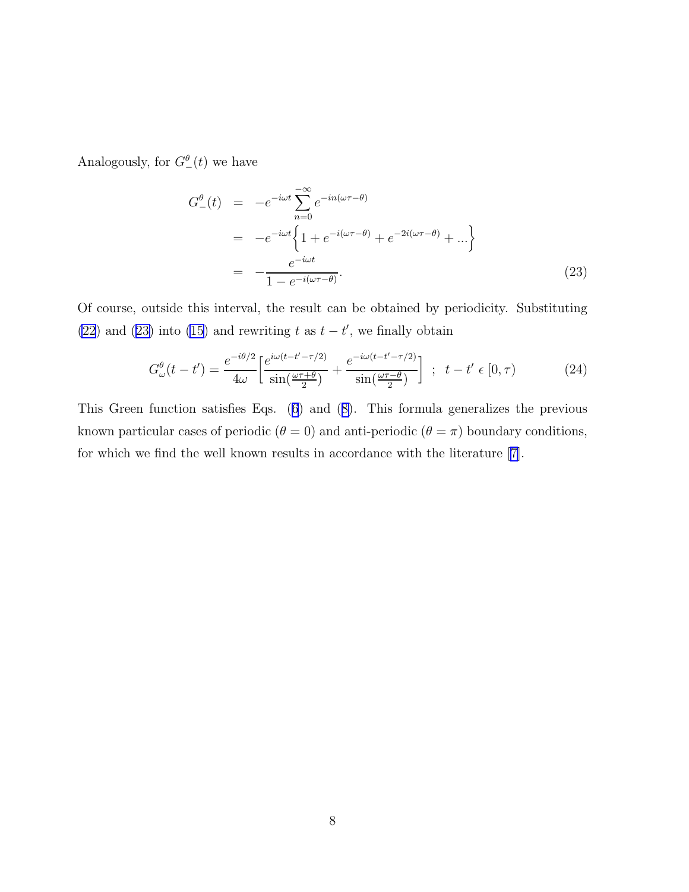Analogously, for $G^{\theta}_{-}(t)$ we have

$$
\begin{aligned}
G^{\theta}_{-}(t) &= -e^{-i\omega t}\sum_{n=0}^{-\infty} e^{-in(\omega\tau-\theta)} \\
&= -e^{-i\omega t}\Big\{1 + e^{-i(\omega\tau-\theta)} + e^{-2i(\omega\tau-\theta)} + ...\Big\} \\
&= -\frac{e^{-i\omega t}}{1-e^{-i(\omega\tau-\theta)}}.
\end{aligned}
\tag{23}
$$

Of course, outside this interval, the result can be obtained by periodicity. Substituting (22) and (23) into (15) and rewriting $t$ as $t-t'$, we finally obtain

$$
G^{\theta}_{\omega}(t-t') = \frac{e^{-i\theta/2}}{4\omega}\Big[\frac{e^{i\omega(t-t'-\tau/2)}}{\sin(\frac{\omega\tau+\theta}{2})} + \frac{e^{-i\omega(t-t'-\tau/2)}}{\sin(\frac{\omega\tau-\theta}{2})}\Big] \;\; ; \;\; t-t' \,\epsilon\, [0,\tau) \tag{24}
$$

This Green function satisfies Eqs. (6) and (8). This formula generalizes the previous known particular cases of periodic ($\theta = 0$) and anti-periodic ($\theta = \pi$) boundary conditions, for which we find the well known results in accordance with the literature [7].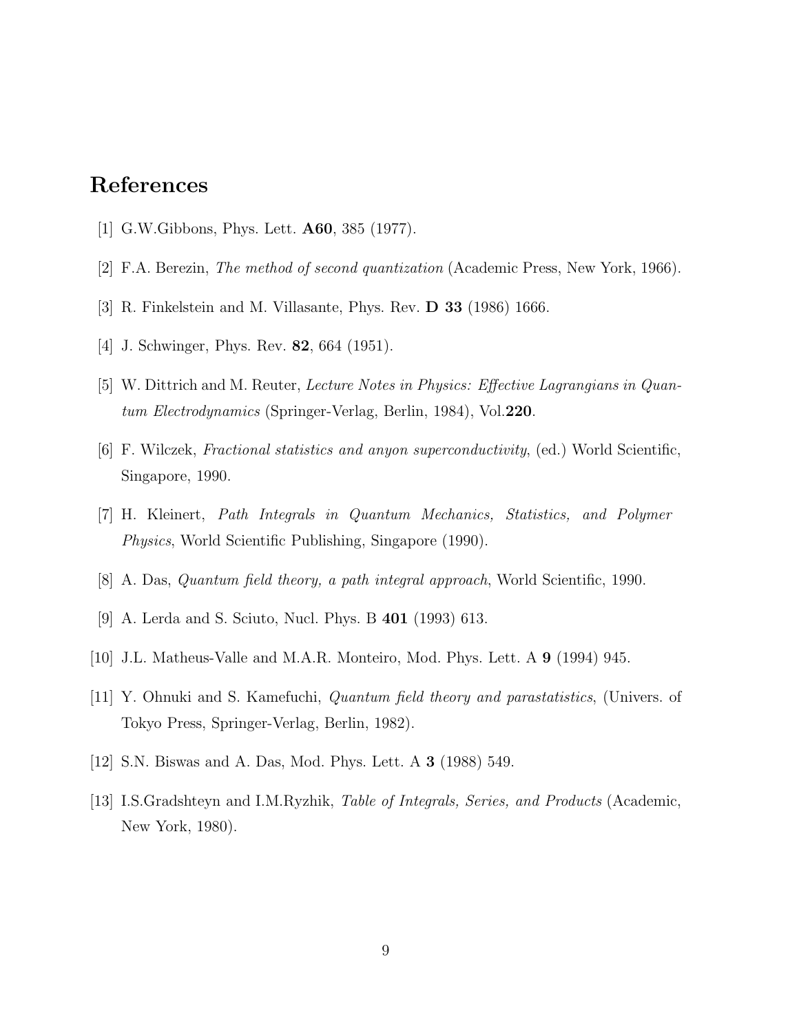# References

[1] G.W.Gibbons, Phys. Lett. **A60**, 385 (1977).

[2] F.A. Berezin, *The method of second quantization* (Academic Press, New York, 1966).

[3] R. Finkelstein and M. Villasante, Phys. Rev. **D 33** (1986) 1666.

[4] J. Schwinger, Phys. Rev. **82**, 664 (1951).

[5] W. Dittrich and M. Reuter, *Lecture Notes in Physics: Effective Lagrangians in Quantum Electrodynamics* (Springer-Verlag, Berlin, 1984), Vol.**220**.

[6] F. Wilczek, *Fractional statistics and anyon superconductivity*, (ed.) World Scientific, Singapore, 1990.

[7] H. Kleinert, *Path Integrals in Quantum Mechanics, Statistics, and Polymer Physics*, World Scientific Publishing, Singapore (1990).

[8] A. Das, *Quantum field theory, a path integral approach*, World Scientific, 1990.

[9] A. Lerda and S. Sciuto, Nucl. Phys. B **401** (1993) 613.

[10] J.L. Matheus-Valle and M.A.R. Monteiro, Mod. Phys. Lett. A **9** (1994) 945.

[11] Y. Ohnuki and S. Kamefuchi, *Quantum field theory and parastatistics*, (Univers. of Tokyo Press, Springer-Verlag, Berlin, 1982).

[12] S.N. Biswas and A. Das, Mod. Phys. Lett. A **3** (1988) 549.

[13] I.S.Gradshteyn and I.M.Ryzhik, *Table of Integrals, Series, and Products* (Academic, New York, 1980).